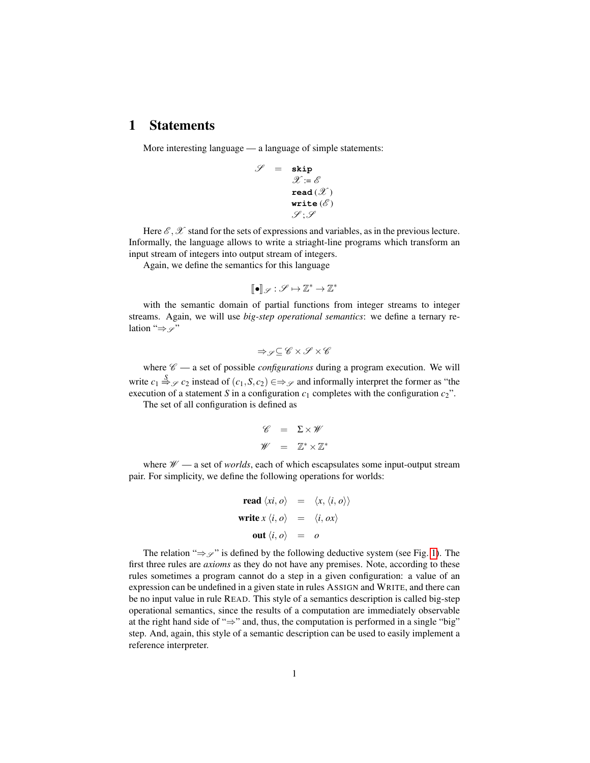# 1 Statements

More interesting language — a language of simple statements:

$$
\begin{array}{rcl}
\mathscr{S} & = & \texttt{skip} \\
 & & \mathscr{X}\ \texttt{:=}\ \mathscr{E} \\
 & & \texttt{read}\,(\mathscr{X}) \\
 & & \texttt{write}\,(\mathscr{E}) \\
 & & \mathscr{S}\,;\mathscr{S}
\end{array}
$$

Here $\mathscr{E}$, $\mathscr{X}$ stand for the sets of expressions and variables, as in the previous lecture. Informally, the language allows to write a striaght-line programs which transform an input stream of integers into output stream of integers.

Again, we define the semantics for this language

$$
[\![\bullet]\!]_{\mathscr{S}} : \mathscr{S} \mapsto \mathbb{Z}^* \to \mathbb{Z}^*
$$

with the semantic domain of partial functions from integer streams to integer streams. Again, we will use *big-step operational semantics*: we define a ternary relation "$\Rightarrow_{\mathscr{S}}$"

$$
\Rightarrow_{\mathscr{S}} \subseteq \mathscr{C} \times \mathscr{S} \times \mathscr{C}
$$

where $\mathscr{C}$ — a set of possible *configurations* during a program execution. We will write $c_1 \overset{S}{\Rightarrow}_{\mathscr{S}} c_2$ instead of $(c_1, S, c_2) \in \Rightarrow_{\mathscr{S}}$ and informally interpret the former as "the execution of a statement $S$ in a configuration $c_1$ completes with the configuration $c_2$".

The set of all configuration is defined as

$$
\begin{array}{rcl}
\mathscr{C} & = & \Sigma \times \mathscr{W} \\
\mathscr{W} & = & \mathbb{Z}^* \times \mathbb{Z}^*
\end{array}
$$

where $\mathscr{W}$ — a set of *worlds*, each of which escapsulates some input-output stream pair. For simplicity, we define the following operations for worlds:

$$
\begin{array}{rcl}
\textbf{read}\ \langle xi, o\rangle & = & \langle x, \langle i, o\rangle\rangle \\
\textbf{write}\ x\ \langle i, o\rangle & = & \langle i, ox\rangle \\
\textbf{out}\ \langle i, o\rangle & = & o
\end{array}
$$

The relation "$\Rightarrow_{\mathscr{S}}$" is defined by the following deductive system (see Fig. 1). The first three rules are *axioms* as they do not have any premises. Note, according to these rules sometimes a program cannot do a step in a given configuration: a value of an expression can be undefined in a given state in rules ASSIGN and WRITE, and there can be no input value in rule READ. This style of a semantics description is called big-step operational semantics, since the results of a computation are immediately observable at the right hand side of "$\Rightarrow$" and, thus, the computation is performed in a single "big" step. And, again, this style of a semantic description can be used to easily implement a reference interpreter.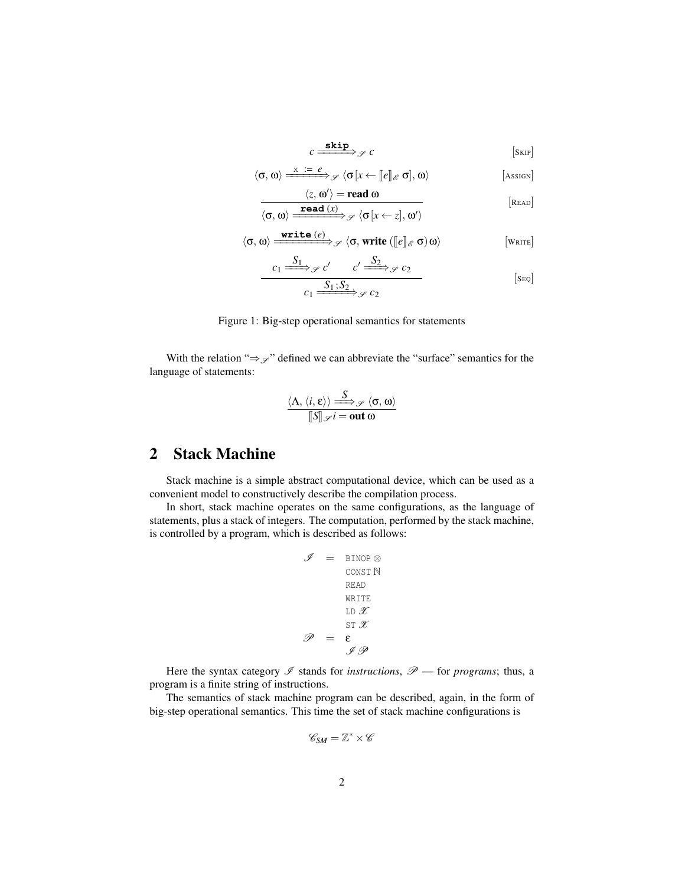$$c \xRightarrow{\texttt{skip}}_{\mathscr{S}} c \qquad [\textsc{Skip}]$$

$$\langle \sigma, \omega \rangle \xRightarrow{\texttt{x := e}}_{\mathscr{S}} \langle \sigma [x \leftarrow [\![ e ]\!]_{\mathscr{E}}\ \sigma], \omega \rangle \qquad [\textsc{Assign}]$$

$$\frac{\langle z, \omega' \rangle = \mathbf{read}\ \omega}{\langle \sigma, \omega \rangle \xRightarrow{\texttt{read}\ (x)}_{\mathscr{S}} \langle \sigma [x \leftarrow z], \omega' \rangle} \qquad [\textsc{Read}]$$

$$\langle \sigma, \omega \rangle \xRightarrow{\texttt{write}\ (e)}_{\mathscr{S}} \langle \sigma, \mathbf{write}\ ([\![ e ]\!]_{\mathscr{E}}\ \sigma)\ \omega \rangle \qquad [\textsc{Write}]$$

$$\frac{c_1 \xRightarrow{S_1}_{\mathscr{S}} c' \qquad c' \xRightarrow{S_2}_{\mathscr{S}} c_2}{c_1 \xRightarrow{S_1 ; S_2}_{\mathscr{S}} c_2} \qquad [\textsc{Seq}]$$

Figure 1: Big-step operational semantics for statements

With the relation "$\Rightarrow_{\mathscr{S}}$" defined we can abbreviate the "surface" semantics for the language of statements:

$$\frac{\langle \Lambda, \langle i, \varepsilon \rangle \rangle \xRightarrow{S}_{\mathscr{S}} \langle \sigma, \omega \rangle}{[\![ S ]\!]_{\mathscr{S}}\, i = \mathbf{out}\ \omega}$$

## 2 Stack Machine

Stack machine is a simple abstract computational device, which can be used as a convenient model to constructively describe the compilation process.

In short, stack machine operates on the same configurations, as the language of statements, plus a stack of integers. The computation, performed by the stack machine, is controlled by a program, which is described as follows:

$$
\begin{array}{rcl}
\mathscr{I} & = & \texttt{BINOP}\ \otimes \\
 & & \texttt{CONST}\ \mathbb{N} \\
 & & \texttt{READ} \\
 & & \texttt{WRITE} \\
 & & \texttt{LD}\ \mathscr{X} \\
 & & \texttt{ST}\ \mathscr{X} \\
\mathscr{P} & = & \varepsilon \\
 & & \mathscr{I}\,\mathscr{P}
\end{array}
$$

Here the syntax category $\mathscr{I}$ stands for *instructions*, $\mathscr{P}$ — for *programs*; thus, a program is a finite string of instructions.

The semantics of stack machine program can be described, again, in the form of big-step operational semantics. This time the set of stack machine configurations is

$$\mathscr{C}_{SM} = \mathbb{Z}^* \times \mathscr{C}$$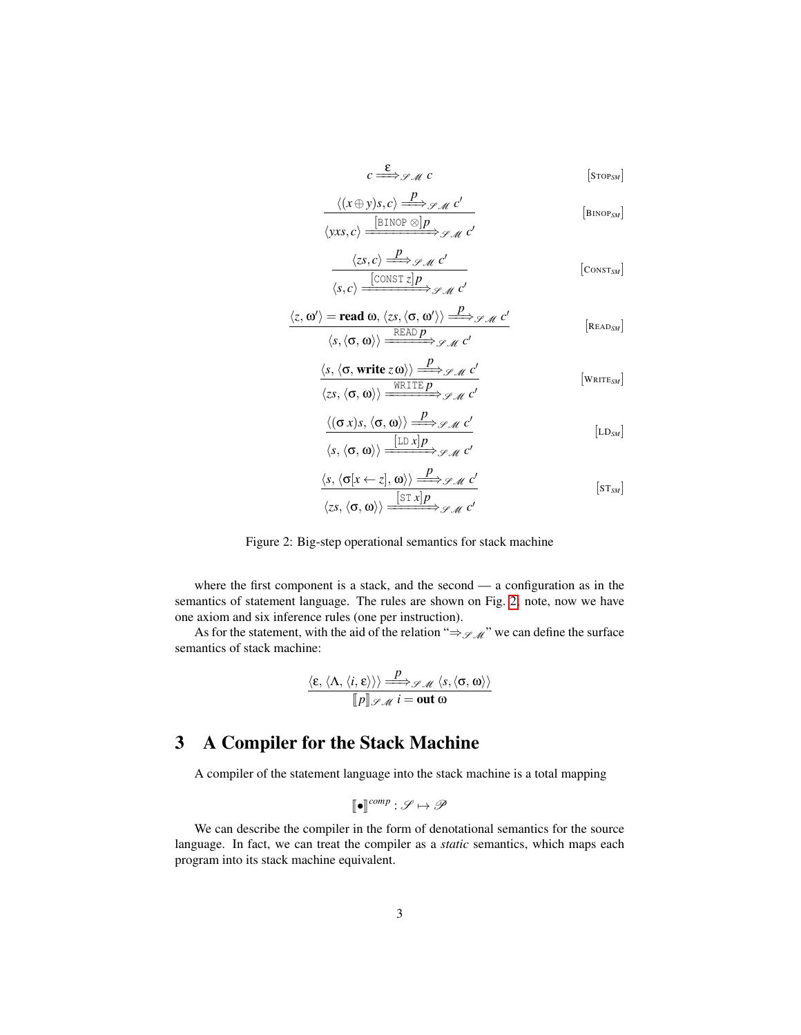$$c \xRightarrow{\varepsilon}_{\mathscr{SM}} c \qquad [\text{STOP}_{SM}]$$

$$\frac{\langle (x \oplus y)s, c\rangle \xRightarrow{p}_{\mathscr{SM}} c'}{\langle yxs, c\rangle \xRightarrow{[\texttt{BINOP}\ \otimes]p}_{\mathscr{SM}} c'} \qquad [\text{BINOP}_{SM}]$$

$$\frac{\langle zs, c\rangle \xRightarrow{p}_{\mathscr{SM}} c'}{\langle s, c\rangle \xRightarrow{[\texttt{CONST}\ z]p}_{\mathscr{SM}} c'} \qquad [\text{CONST}_{SM}]$$

$$\frac{\langle z, \omega'\rangle = \mathbf{read}\ \omega,\ \langle zs, \langle \sigma, \omega'\rangle\rangle \xRightarrow{p}_{\mathscr{SM}} c'}{\langle s, \langle \sigma, \omega\rangle\rangle \xRightarrow{\texttt{READ}\ p}_{\mathscr{SM}} c'} \qquad [\text{READ}_{SM}]$$

$$\frac{\langle s, \langle \sigma, \mathbf{write}\ z\,\omega\rangle\rangle \xRightarrow{p}_{\mathscr{SM}} c'}{\langle zs, \langle \sigma, \omega\rangle\rangle \xRightarrow{\texttt{WRITE}\ p}_{\mathscr{SM}} c'} \qquad [\text{WRITE}_{SM}]$$

$$\frac{\langle (\sigma\, x)s, \langle \sigma, \omega\rangle\rangle \xRightarrow{p}_{\mathscr{SM}} c'}{\langle s, \langle \sigma, \omega\rangle\rangle \xRightarrow{[\texttt{LD}\ x]p}_{\mathscr{SM}} c'} \qquad [\text{LD}_{SM}]$$

$$\frac{\langle s, \langle \sigma[x \leftarrow z], \omega\rangle\rangle \xRightarrow{p}_{\mathscr{SM}} c'}{\langle zs, \langle \sigma, \omega\rangle\rangle \xRightarrow{[\texttt{ST}\ x]p}_{\mathscr{SM}} c'} \qquad [\text{ST}_{SM}]$$

Figure 2: Big-step operational semantics for stack machine

where the first component is a stack, and the second — a configuration as in the semantics of statement language. The rules are shown on Fig. 2, note, now we have one axiom and six inference rules (one per instruction).

As for the statement, with the aid of the relation "$\Rightarrow_{\mathscr{SM}}$" we can define the surface semantics of stack machine:

$$\frac{\langle \varepsilon, \langle \Lambda, \langle i, \varepsilon\rangle\rangle\rangle \xRightarrow{p}_{\mathscr{SM}} \langle s, \langle \sigma, \omega\rangle\rangle}{[\![p]\!]_{\mathscr{SM}}\ i = \mathbf{out}\ \omega}$$

## 3 A Compiler for the Stack Machine

A compiler of the statement language into the stack machine is a total mapping

$$[\![\bullet]\!]^{comp} : \mathscr{S} \mapsto \mathscr{P}$$

We can describe the compiler in the form of denotational semantics for the source language. In fact, we can treat the compiler as a *static* semantics, which maps each program into its stack machine equivalent.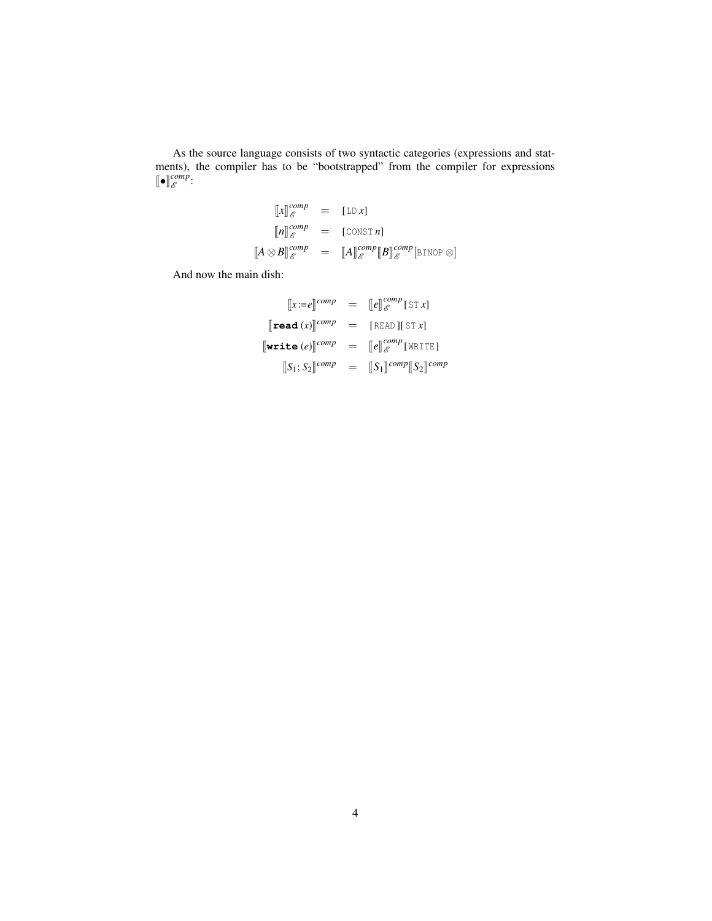As the source language consists of two syntactic categories (expressions and statments), the compiler has to be "bootstrapped" from the compiler for expressions $[\![\bullet]\!]^{comp}_{\mathscr{E}}$:

$$
\begin{array}{rcl}
[\![x]\!]^{comp}_{\mathscr{E}} & = & [\texttt{LD}\ x] \\
[\![n]\!]^{comp}_{\mathscr{E}} & = & [\texttt{CONST}\ n] \\
[\![A \otimes B]\!]^{comp}_{\mathscr{E}} & = & [\![A]\!]^{comp}_{\mathscr{E}} [\![B]\!]^{comp}_{\mathscr{E}} [\texttt{BINOP}\ \otimes]
\end{array}
$$

And now the main dish:

$$
\begin{array}{rcl}
[\![x := e]\!]^{comp} & = & [\![e]\!]^{comp}_{\mathscr{E}} [\texttt{ST}\ x] \\
[\![\textbf{read}\ (x)]\!]^{comp} & = & [\texttt{READ}][\texttt{ST}\ x] \\
[\![\textbf{write}\ (e)]\!]^{comp} & = & [\![e]\!]^{comp}_{\mathscr{E}} [\texttt{WRITE}] \\
[\![S_1; S_2]\!]^{comp} & = & [\![S_1]\!]^{comp} [\![S_2]\!]^{comp}
\end{array}
$$